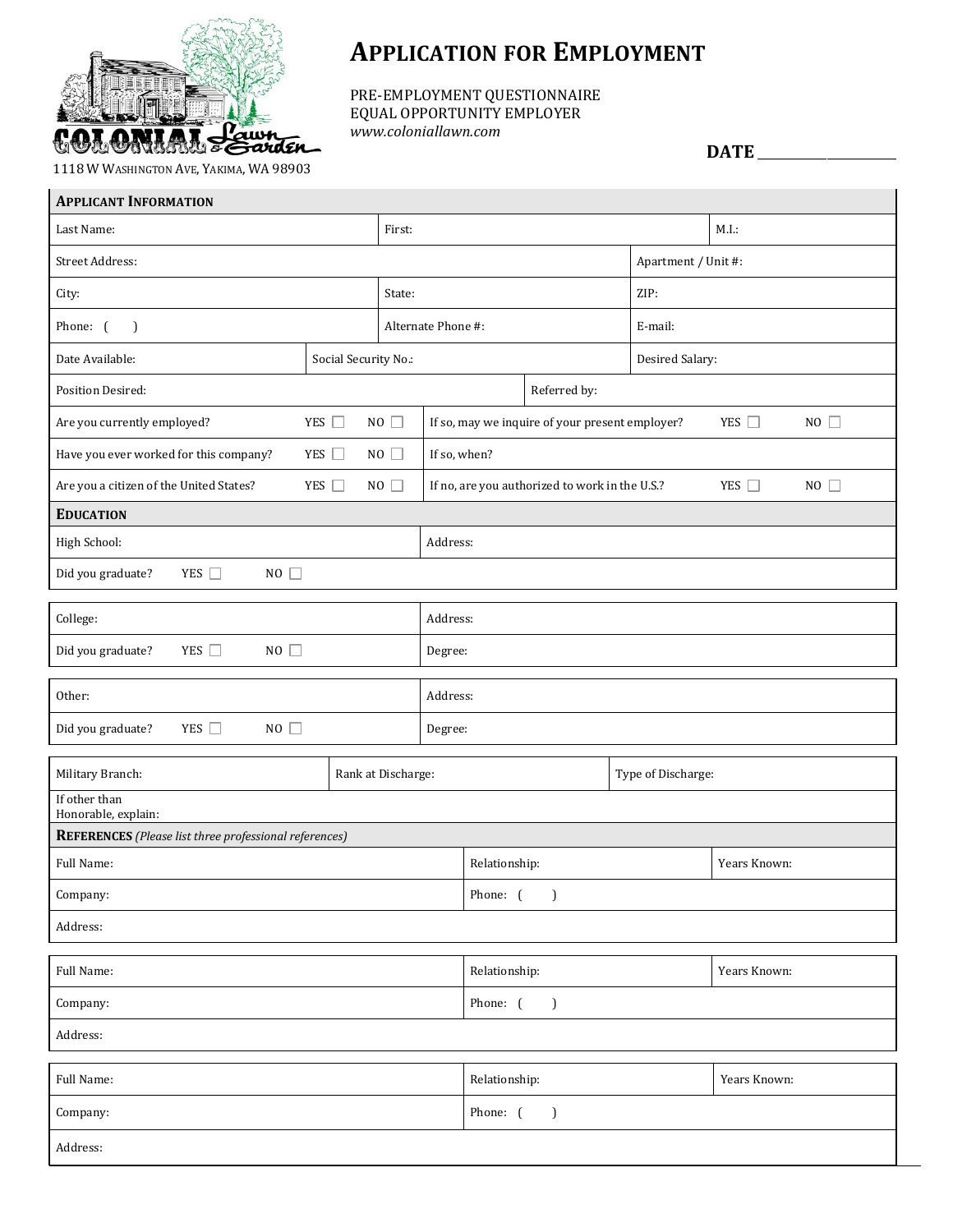1118 W Washington Ave, Yakima, WA 98903

# Application for Employment

PRE-EMPLOYMENT QUESTIONNAIRE
EQUAL OPPORTUNITY EMPLOYER
*www.coloniallawn.com*

**DATE** ____________________

## Applicant Information

| | | |
|---|---|---|
| Last Name: | First: | M.I.: |
| Street Address: | | Apartment / Unit #: |
| City: | State: | ZIP: |
| Phone: ( ) | Alternate Phone #: | E-mail: |
| Date Available: | Social Security No.: | Desired Salary: |
| Position Desired: | Referred by: | |

| | | | | | |
|---|---|---|---|---|---|
| Are you currently employed? | YES ☐ | NO ☐ | If so, may we inquire of your present employer? | YES ☐ | NO ☐ |
| Have you ever worked for this company? | YES ☐ | NO ☐ | If so, when? | | |
| Are you a citizen of the United States? | YES ☐ | NO ☐ | If no, are you authorized to work in the U.S.? | YES ☐ | NO ☐ |

## Education

| | |
|---|---|
| High School: | Address: |
| Did you graduate? YES ☐ NO ☐ | |

| | |
|---|---|
| College: | Address: |
| Did you graduate? YES ☐ NO ☐ | Degree: |

| | |
|---|---|
| Other: | Address: |
| Did you graduate? YES ☐ NO ☐ | Degree: |

| | | |
|---|---|---|
| Military Branch: | Rank at Discharge: | Type of Discharge: |
| If other than Honorable, explain: | | |

## References *(Please list three professional references)*

| | | |
|---|---|---|
| Full Name: | Relationship: | Years Known: |
| Company: | Phone: ( ) | |
| Address: | | |

| | | |
|---|---|---|
| Full Name: | Relationship: | Years Known: |
| Company: | Phone: ( ) | |
| Address: | | |

| | | |
|---|---|---|
| Full Name: | Relationship: | Years Known: |
| Company: | Phone: ( ) | |
| Address: | | |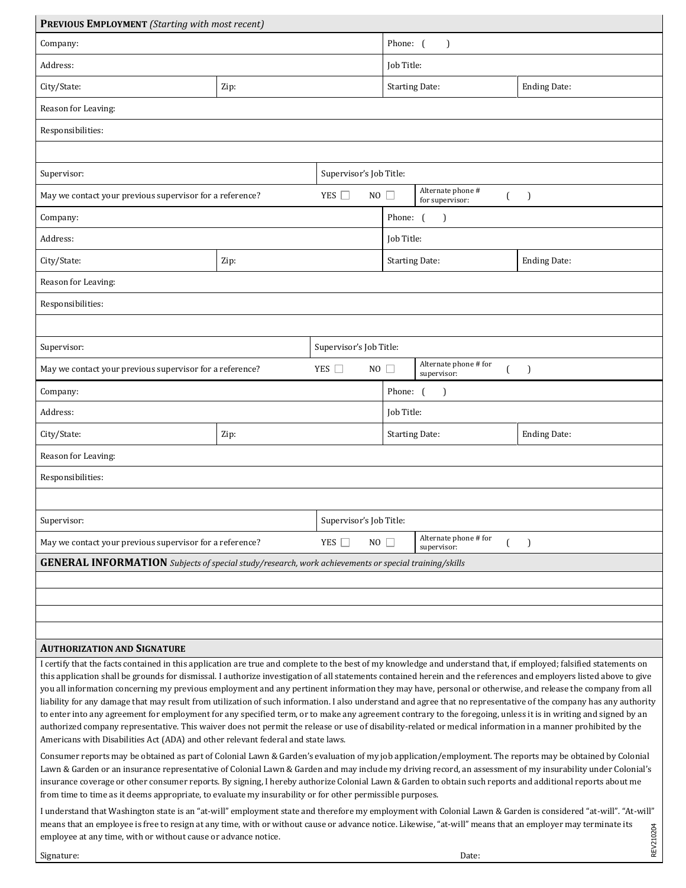## PREVIOUS EMPLOYMENT *(Starting with most recent)*

| | | | | |
|---|---|---|---|---|
| Company: | | | Phone: ( ) | |
| Address: | | | Job Title: | |
| City/State: | Zip: | | Starting Date: | Ending Date: |
| Reason for Leaving: | | | | |
| Responsibilities: | | | | |
| | | | | |
| Supervisor: | | Supervisor's Job Title: | | |
| May we contact your previous supervisor for a reference? | | YES ☐ NO ☐ | Alternate phone # for supervisor: ( ) | |
| Company: | | | Phone: ( ) | |
| Address: | | | Job Title: | |
| City/State: | Zip: | | Starting Date: | Ending Date: |
| Reason for Leaving: | | | | |
| Responsibilities: | | | | |
| | | | | |
| Supervisor: | | Supervisor's Job Title: | | |
| May we contact your previous supervisor for a reference? | | YES ☐ NO ☐ | Alternate phone # for supervisor: ( ) | |
| Company: | | | Phone: ( ) | |
| Address: | | | Job Title: | |
| City/State: | Zip: | | Starting Date: | Ending Date: |
| Reason for Leaving: | | | | |
| Responsibilities: | | | | |
| | | | | |
| Supervisor: | | Supervisor's Job Title: | | |
| May we contact your previous supervisor for a reference? | | YES ☐ NO ☐ | Alternate phone # for supervisor: ( ) | |

## GENERAL INFORMATION *Subjects of special study/research, work achievements or special training/skills*

| |
|---|
| |
| |
| |
| |

## AUTHORIZATION AND SIGNATURE

I certify that the facts contained in this application are true and complete to the best of my knowledge and understand that, if employed; falsified statements on this application shall be grounds for dismissal. I authorize investigation of all statements contained herein and the references and employers listed above to give you all information concerning my previous employment and any pertinent information they may have, personal or otherwise, and release the company from all liability for any damage that may result from utilization of such information. I also understand and agree that no representative of the company has any authority to enter into any agreement for employment for any specified term, or to make any agreement contrary to the foregoing, unless it is in writing and signed by an authorized company representative. This waiver does not permit the release or use of disability-related or medical information in a manner prohibited by the Americans with Disabilities Act (ADA) and other relevant federal and state laws.

Consumer reports may be obtained as part of Colonial Lawn & Garden's evaluation of my job application/employment. The reports may be obtained by Colonial Lawn & Garden or an insurance representative of Colonial Lawn & Garden and may include my driving record, an assessment of my insurability under Colonial's insurance coverage or other consumer reports. By signing, I hereby authorize Colonial Lawn & Garden to obtain such reports and additional reports about me from time to time as it deems appropriate, to evaluate my insurability or for other permissible purposes.

I understand that Washington state is an "at-will" employment state and therefore my employment with Colonial Lawn & Garden is considered "at-will". "At-will" means that an employee is free to resign at any time, with or without cause or advance notice. Likewise, "at-will" means that an employer may terminate its employee at any time, with or without cause or advance notice.

Signature: Date:

REV210204